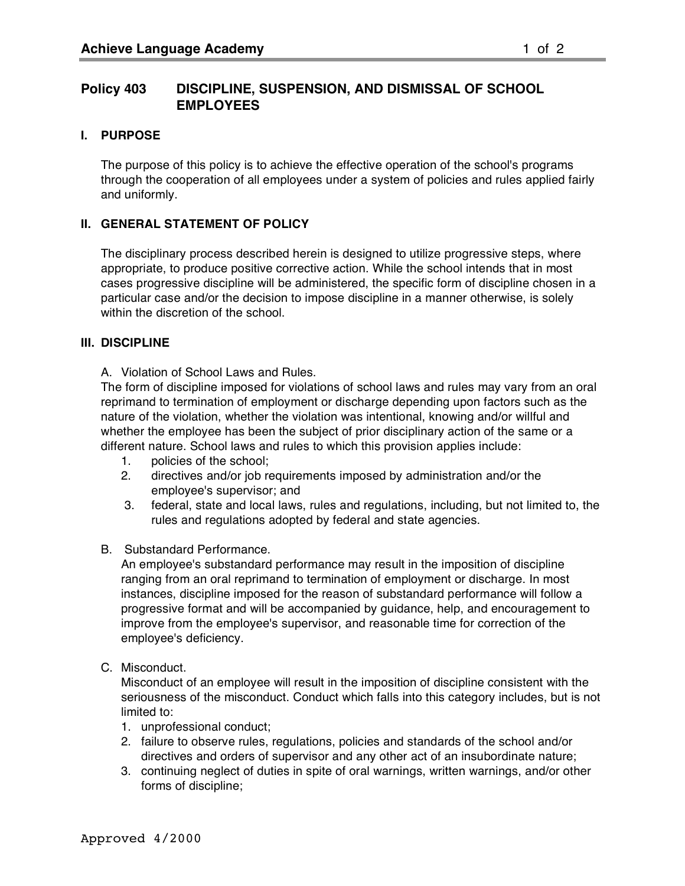# Policy 403 DISCIPLINE, SUSPENSION, AND DISMISSAL OF SCHOOL EMPLOYEES

## I. PURPOSE

The purpose of this policy is to achieve the effective operation of the school's programs through the cooperation of all employees under a system of policies and rules applied fairly and uniformly.

## II. GENERAL STATEMENT OF POLICY

The disciplinary process described herein is designed to utilize progressive steps, where appropriate, to produce positive corrective action. While the school intends that in most cases progressive discipline will be administered, the specific form of discipline chosen in a particular case and/or the decision to impose discipline in a manner otherwise, is solely within the discretion of the school.

## III. DISCIPLINE

A. Violation of School Laws and Rules.

The form of discipline imposed for violations of school laws and rules may vary from an oral reprimand to termination of employment or discharge depending upon factors such as the nature of the violation, whether the violation was intentional, knowing and/or willful and whether the employee has been the subject of prior disciplinary action of the same or a different nature. School laws and rules to which this provision applies include:

1. policies of the school;
2. directives and/or job requirements imposed by administration and/or the employee's supervisor; and
3. federal, state and local laws, rules and regulations, including, but not limited to, the rules and regulations adopted by federal and state agencies.

B. Substandard Performance.

An employee's substandard performance may result in the imposition of discipline ranging from an oral reprimand to termination of employment or discharge. In most instances, discipline imposed for the reason of substandard performance will follow a progressive format and will be accompanied by guidance, help, and encouragement to improve from the employee's supervisor, and reasonable time for correction of the employee's deficiency.

C. Misconduct.

Misconduct of an employee will result in the imposition of discipline consistent with the seriousness of the misconduct. Conduct which falls into this category includes, but is not limited to:

1. unprofessional conduct;
2. failure to observe rules, regulations, policies and standards of the school and/or directives and orders of supervisor and any other act of an insubordinate nature;
3. continuing neglect of duties in spite of oral warnings, written warnings, and/or other forms of discipline;

Approved 4/2000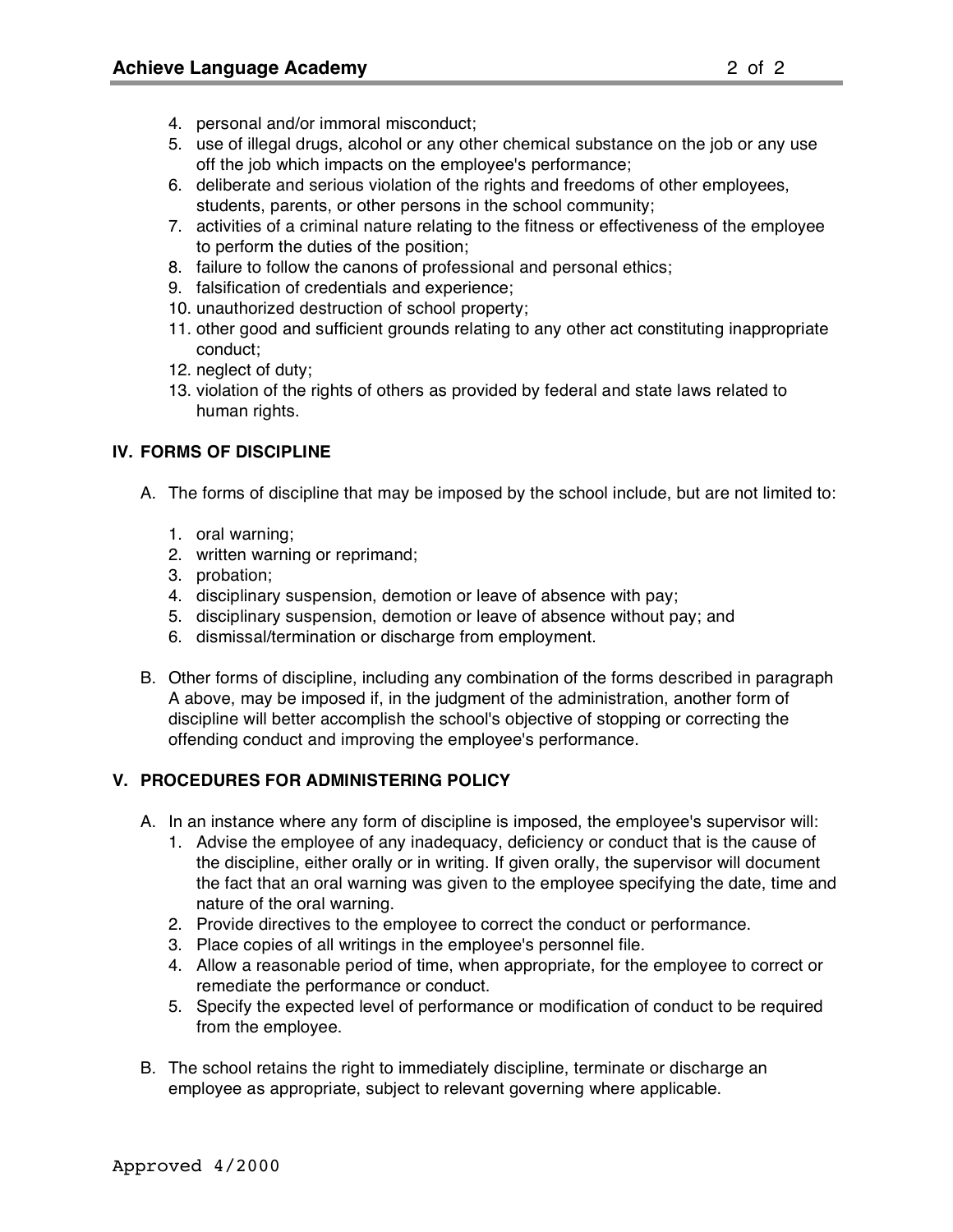4. personal and/or immoral misconduct;
5. use of illegal drugs, alcohol or any other chemical substance on the job or any use off the job which impacts on the employee's performance;
6. deliberate and serious violation of the rights and freedoms of other employees, students, parents, or other persons in the school community;
7. activities of a criminal nature relating to the fitness or effectiveness of the employee to perform the duties of the position;
8. failure to follow the canons of professional and personal ethics;
9. falsification of credentials and experience;
10. unauthorized destruction of school property;
11. other good and sufficient grounds relating to any other act constituting inappropriate conduct;
12. neglect of duty;
13. violation of the rights of others as provided by federal and state laws related to human rights.

## IV. FORMS OF DISCIPLINE

A. The forms of discipline that may be imposed by the school include, but are not limited to:

1. oral warning;
2. written warning or reprimand;
3. probation;
4. disciplinary suspension, demotion or leave of absence with pay;
5. disciplinary suspension, demotion or leave of absence without pay; and
6. dismissal/termination or discharge from employment.

B. Other forms of discipline, including any combination of the forms described in paragraph A above, may be imposed if, in the judgment of the administration, another form of discipline will better accomplish the school's objective of stopping or correcting the offending conduct and improving the employee's performance.

## V. PROCEDURES FOR ADMINISTERING POLICY

A. In an instance where any form of discipline is imposed, the employee's supervisor will:

1. Advise the employee of any inadequacy, deficiency or conduct that is the cause of the discipline, either orally or in writing. If given orally, the supervisor will document the fact that an oral warning was given to the employee specifying the date, time and nature of the oral warning.
2. Provide directives to the employee to correct the conduct or performance.
3. Place copies of all writings in the employee's personnel file.
4. Allow a reasonable period of time, when appropriate, for the employee to correct or remediate the performance or conduct.
5. Specify the expected level of performance or modification of conduct to be required from the employee.

B. The school retains the right to immediately discipline, terminate or discharge an employee as appropriate, subject to relevant governing where applicable.

Approved 4/2000